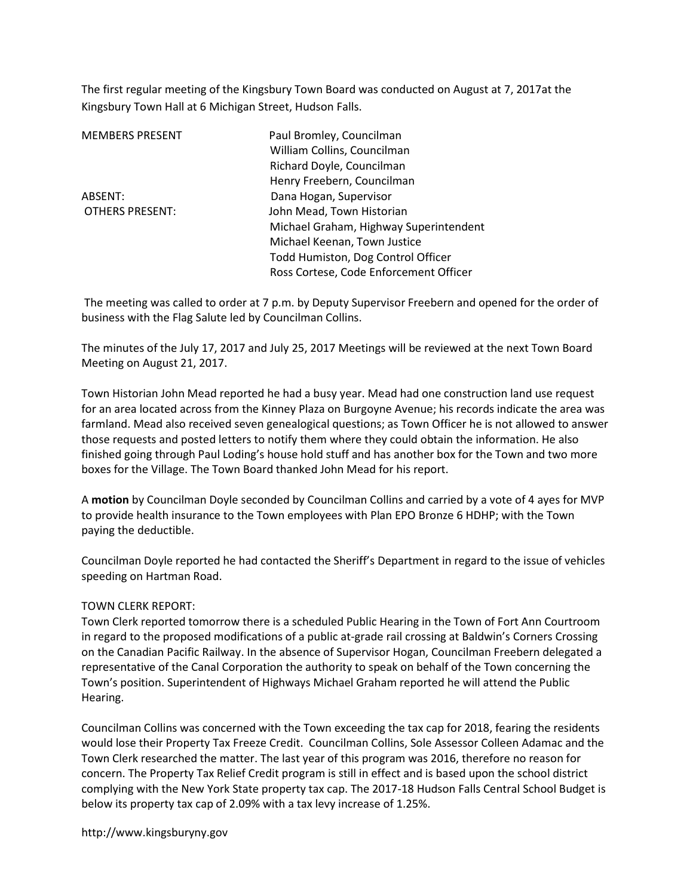The first regular meeting of the Kingsbury Town Board was conducted on August at 7, 2017at the Kingsbury Town Hall at 6 Michigan Street, Hudson Falls.

| | |
|---|---|
| MEMBERS PRESENT | Paul Bromley, Councilman |
| | William Collins, Councilman |
| | Richard Doyle, Councilman |
| | Henry Freebern, Councilman |
| ABSENT: | Dana Hogan, Supervisor |
| OTHERS PRESENT: | John Mead, Town Historian |
| | Michael Graham, Highway Superintendent |
| | Michael Keenan, Town Justice |
| | Todd Humiston, Dog Control Officer |
| | Ross Cortese, Code Enforcement Officer |

The meeting was called to order at 7 p.m. by Deputy Supervisor Freebern and opened for the order of business with the Flag Salute led by Councilman Collins.

The minutes of the July 17, 2017 and July 25, 2017 Meetings will be reviewed at the next Town Board Meeting on August 21, 2017.

Town Historian John Mead reported he had a busy year. Mead had one construction land use request for an area located across from the Kinney Plaza on Burgoyne Avenue; his records indicate the area was farmland. Mead also received seven genealogical questions; as Town Officer he is not allowed to answer those requests and posted letters to notify them where they could obtain the information. He also finished going through Paul Loding's house hold stuff and has another box for the Town and two more boxes for the Village. The Town Board thanked John Mead for his report.

A **motion** by Councilman Doyle seconded by Councilman Collins and carried by a vote of 4 ayes for MVP to provide health insurance to the Town employees with Plan EPO Bronze 6 HDHP; with the Town paying the deductible.

Councilman Doyle reported he had contacted the Sheriff's Department in regard to the issue of vehicles speeding on Hartman Road.

TOWN CLERK REPORT:
Town Clerk reported tomorrow there is a scheduled Public Hearing in the Town of Fort Ann Courtroom in regard to the proposed modifications of a public at-grade rail crossing at Baldwin's Corners Crossing on the Canadian Pacific Railway. In the absence of Supervisor Hogan, Councilman Freebern delegated a representative of the Canal Corporation the authority to speak on behalf of the Town concerning the Town's position. Superintendent of Highways Michael Graham reported he will attend the Public Hearing.

Councilman Collins was concerned with the Town exceeding the tax cap for 2018, fearing the residents would lose their Property Tax Freeze Credit. Councilman Collins, Sole Assessor Colleen Adamac and the Town Clerk researched the matter. The last year of this program was 2016, therefore no reason for concern. The Property Tax Relief Credit program is still in effect and is based upon the school district complying with the New York State property tax cap. The 2017-18 Hudson Falls Central School Budget is below its property tax cap of 2.09% with a tax levy increase of 1.25%.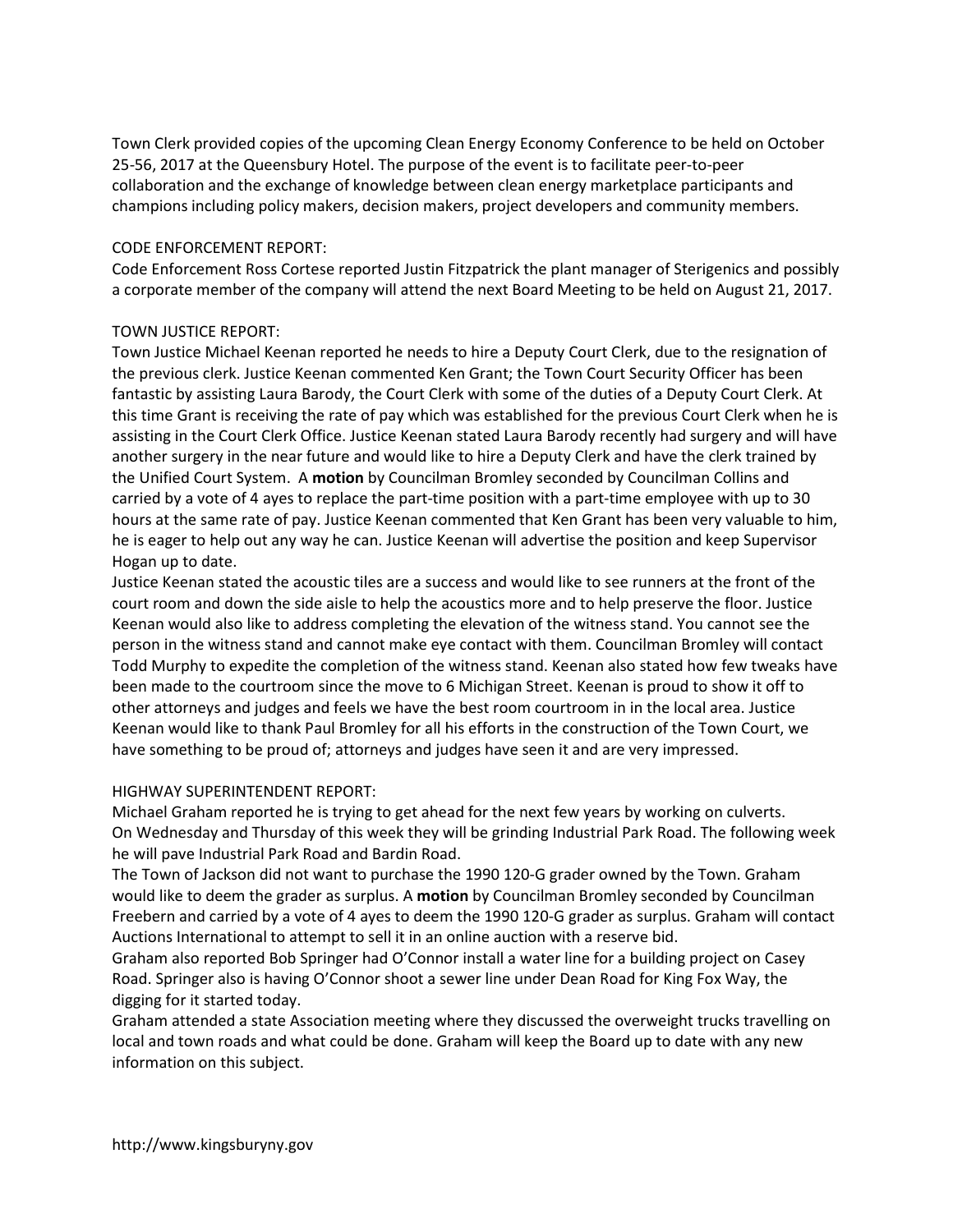Town Clerk provided copies of the upcoming Clean Energy Economy Conference to be held on October 25-56, 2017 at the Queensbury Hotel. The purpose of the event is to facilitate peer-to-peer collaboration and the exchange of knowledge between clean energy marketplace participants and champions including policy makers, decision makers, project developers and community members.

CODE ENFORCEMENT REPORT:
Code Enforcement Ross Cortese reported Justin Fitzpatrick the plant manager of Sterigenics and possibly a corporate member of the company will attend the next Board Meeting to be held on August 21, 2017.

TOWN JUSTICE REPORT:
Town Justice Michael Keenan reported he needs to hire a Deputy Court Clerk, due to the resignation of the previous clerk. Justice Keenan commented Ken Grant; the Town Court Security Officer has been fantastic by assisting Laura Barody, the Court Clerk with some of the duties of a Deputy Court Clerk. At this time Grant is receiving the rate of pay which was established for the previous Court Clerk when he is assisting in the Court Clerk Office. Justice Keenan stated Laura Barody recently had surgery and will have another surgery in the near future and would like to hire a Deputy Clerk and have the clerk trained by the Unified Court System. A **motion** by Councilman Bromley seconded by Councilman Collins and carried by a vote of 4 ayes to replace the part-time position with a part-time employee with up to 30 hours at the same rate of pay. Justice Keenan commented that Ken Grant has been very valuable to him, he is eager to help out any way he can. Justice Keenan will advertise the position and keep Supervisor Hogan up to date.
Justice Keenan stated the acoustic tiles are a success and would like to see runners at the front of the court room and down the side aisle to help the acoustics more and to help preserve the floor. Justice Keenan would also like to address completing the elevation of the witness stand. You cannot see the person in the witness stand and cannot make eye contact with them. Councilman Bromley will contact Todd Murphy to expedite the completion of the witness stand. Keenan also stated how few tweaks have been made to the courtroom since the move to 6 Michigan Street. Keenan is proud to show it off to other attorneys and judges and feels we have the best room courtroom in in the local area. Justice Keenan would like to thank Paul Bromley for all his efforts in the construction of the Town Court, we have something to be proud of; attorneys and judges have seen it and are very impressed.

HIGHWAY SUPERINTENDENT REPORT:
Michael Graham reported he is trying to get ahead for the next few years by working on culverts.
On Wednesday and Thursday of this week they will be grinding Industrial Park Road. The following week he will pave Industrial Park Road and Bardin Road.
The Town of Jackson did not want to purchase the 1990 120-G grader owned by the Town. Graham would like to deem the grader as surplus. A **motion** by Councilman Bromley seconded by Councilman Freebern and carried by a vote of 4 ayes to deem the 1990 120-G grader as surplus. Graham will contact Auctions International to attempt to sell it in an online auction with a reserve bid.
Graham also reported Bob Springer had O'Connor install a water line for a building project on Casey Road. Springer also is having O'Connor shoot a sewer line under Dean Road for King Fox Way, the digging for it started today.
Graham attended a state Association meeting where they discussed the overweight trucks travelling on local and town roads and what could be done. Graham will keep the Board up to date with any new information on this subject.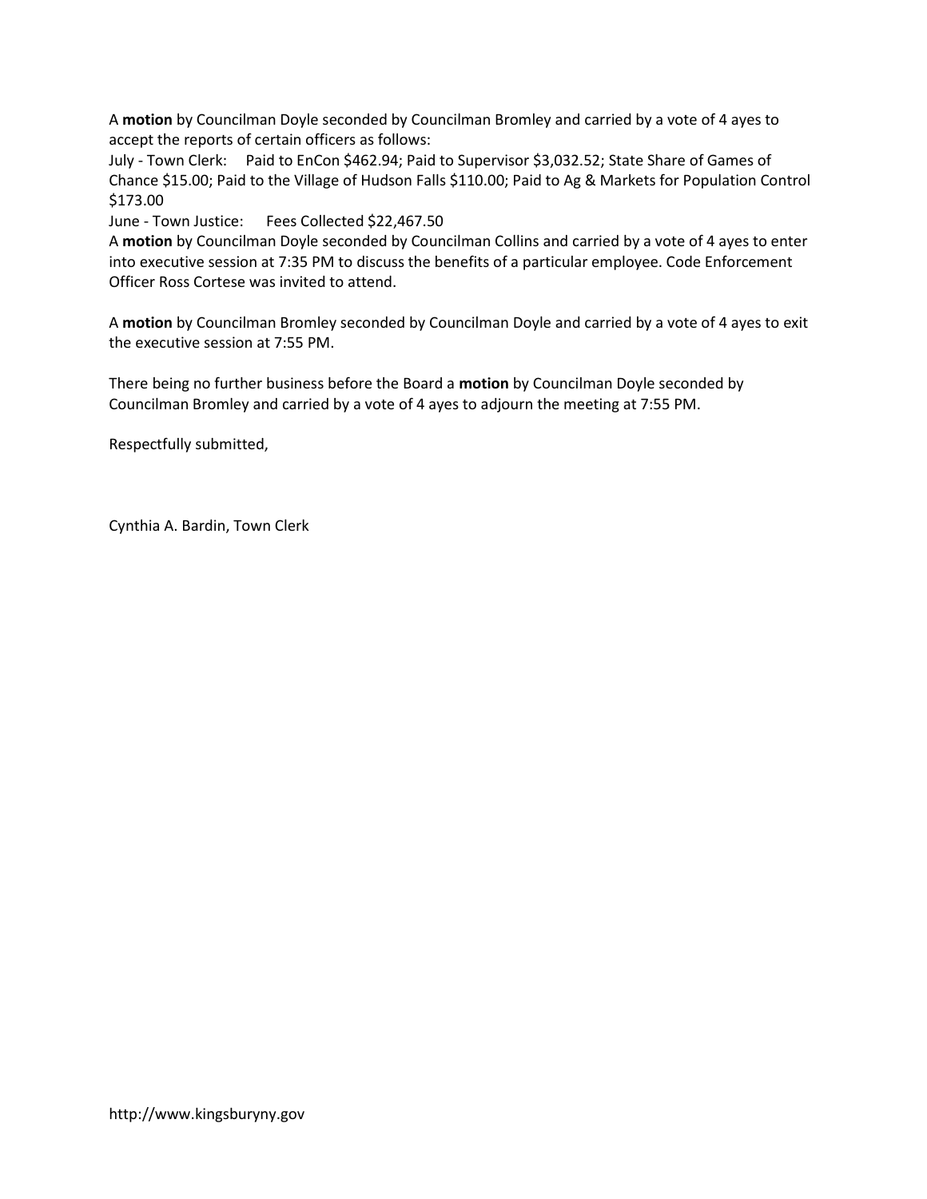A **motion** by Councilman Doyle seconded by Councilman Bromley and carried by a vote of 4 ayes to accept the reports of certain officers as follows:

July - Town Clerk: Paid to EnCon $462.94; Paid to Supervisor $3,032.52; State Share of Games of Chance $15.00; Paid to the Village of Hudson Falls $110.00; Paid to Ag & Markets for Population Control $173.00

June - Town Justice: Fees Collected $22,467.50

A **motion** by Councilman Doyle seconded by Councilman Collins and carried by a vote of 4 ayes to enter into executive session at 7:35 PM to discuss the benefits of a particular employee. Code Enforcement Officer Ross Cortese was invited to attend.

A **motion** by Councilman Bromley seconded by Councilman Doyle and carried by a vote of 4 ayes to exit the executive session at 7:55 PM.

There being no further business before the Board a **motion** by Councilman Doyle seconded by Councilman Bromley and carried by a vote of 4 ayes to adjourn the meeting at 7:55 PM.

Respectfully submitted,

Cynthia A. Bardin, Town Clerk